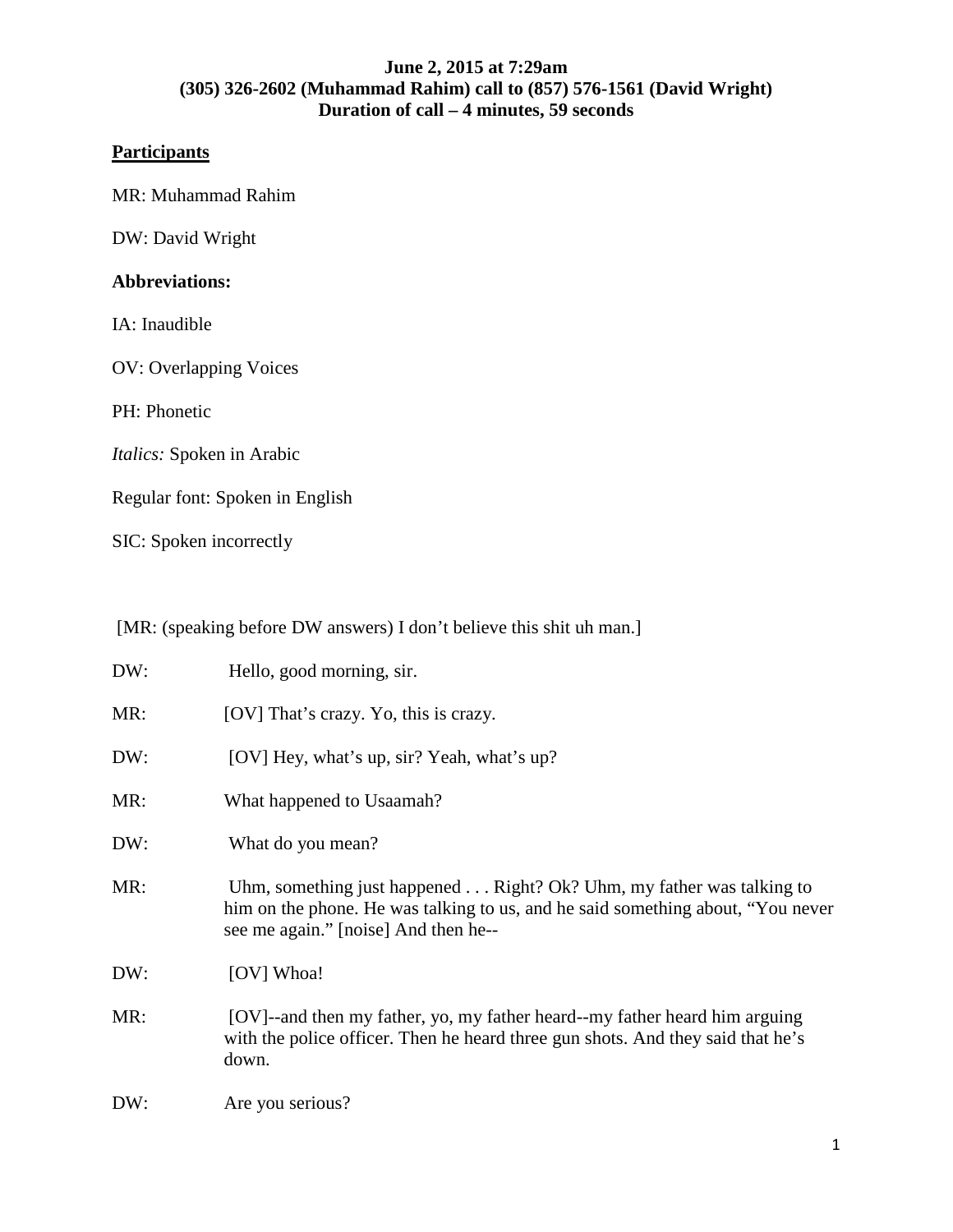**June 2, 2015 at 7:29am**
**(305) 326-2602 (Muhammad Rahim) call to (857) 576-1561 (David Wright)**
**Duration of call – 4 minutes, 59 seconds**

**Participants**

MR: Muhammad Rahim

DW: David Wright

**Abbreviations:**

IA: Inaudible

OV: Overlapping Voices

PH: Phonetic

*Italics:* Spoken in Arabic

Regular font: Spoken in English

SIC: Spoken incorrectly

[MR: (speaking before DW answers) I don't believe this shit uh man.]

DW: Hello, good morning, sir.

MR: [OV] That's crazy. Yo, this is crazy.

DW: [OV] Hey, what's up, sir? Yeah, what's up?

MR: What happened to Usaamah?

DW: What do you mean?

MR: Uhm, something just happened . . . Right? Ok? Uhm, my father was talking to him on the phone. He was talking to us, and he said something about, "You never see me again." [noise] And then he--

DW: [OV] Whoa!

MR: [OV]--and then my father, yo, my father heard--my father heard him arguing with the police officer. Then he heard three gun shots. And they said that he's down.

DW: Are you serious?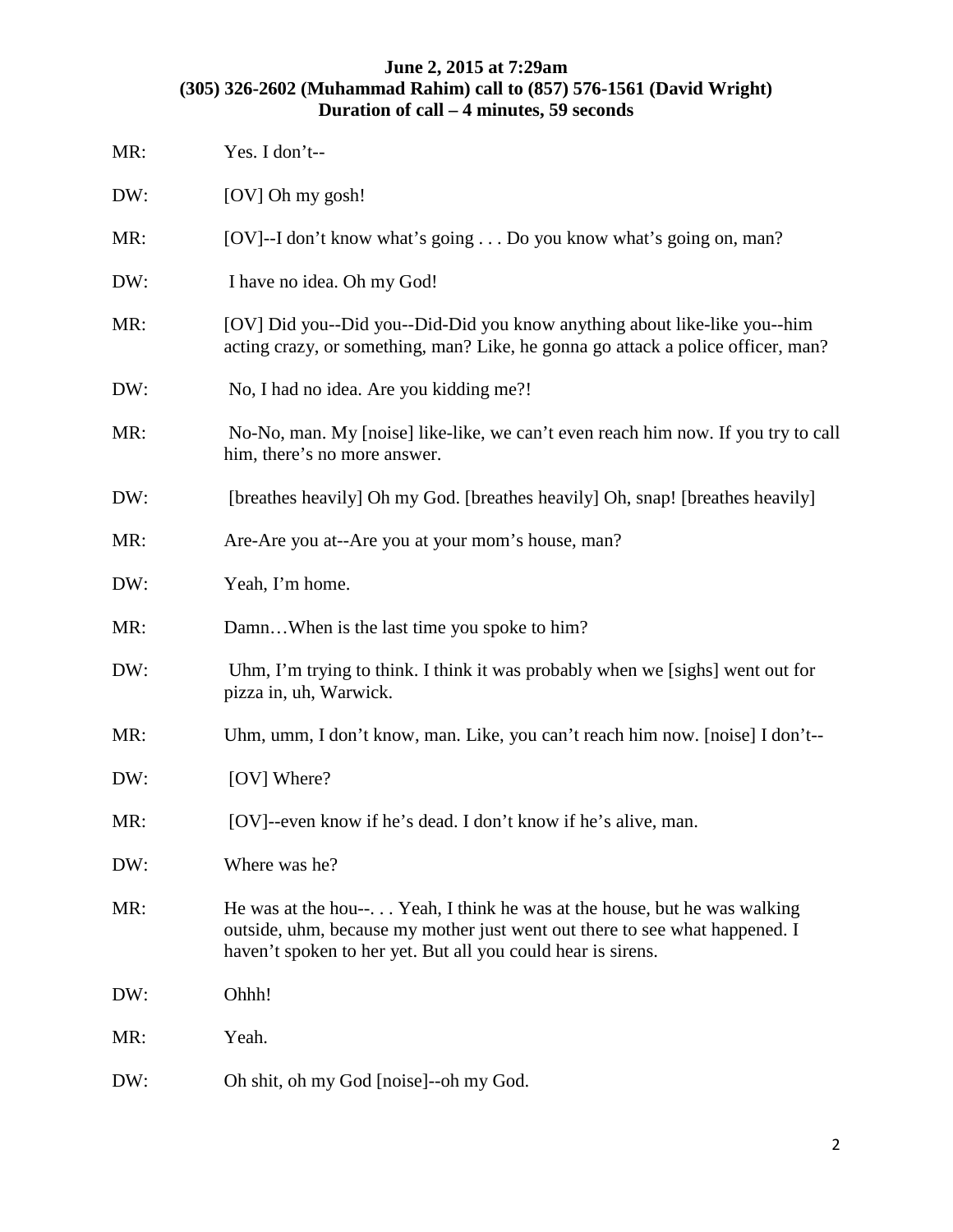**June 2, 2015 at 7:29am**
**(305) 326-2602 (Muhammad Rahim) call to (857) 576-1561 (David Wright)**
**Duration of call – 4 minutes, 59 seconds**

MR: Yes. I don't--

DW: [OV] Oh my gosh!

MR: [OV]--I don't know what's going . . . Do you know what's going on, man?

DW: I have no idea. Oh my God!

MR: [OV] Did you--Did you--Did-Did you know anything about like-like you--him acting crazy, or something, man? Like, he gonna go attack a police officer, man?

DW: No, I had no idea. Are you kidding me?!

MR: No-No, man. My [noise] like-like, we can't even reach him now. If you try to call him, there's no more answer.

DW: [breathes heavily] Oh my God. [breathes heavily] Oh, snap! [breathes heavily]

MR: Are-Are you at--Are you at your mom's house, man?

DW: Yeah, I'm home.

MR: Damn…When is the last time you spoke to him?

DW: Uhm, I'm trying to think. I think it was probably when we [sighs] went out for pizza in, uh, Warwick.

MR: Uhm, umm, I don't know, man. Like, you can't reach him now. [noise] I don't--

DW: [OV] Where?

MR: [OV]--even know if he's dead. I don't know if he's alive, man.

DW: Where was he?

MR: He was at the hou--. . . Yeah, I think he was at the house, but he was walking outside, uhm, because my mother just went out there to see what happened. I haven't spoken to her yet. But all you could hear is sirens.

DW: Ohhh!

MR: Yeah.

DW: Oh shit, oh my God [noise]--oh my God.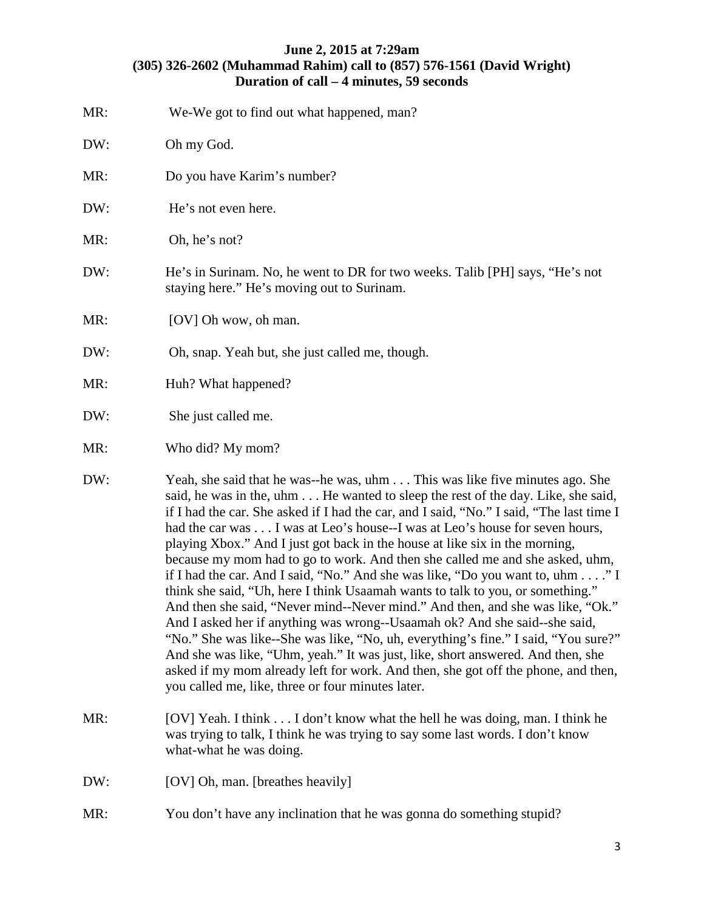**June 2, 2015 at 7:29am**
**(305) 326-2602 (Muhammad Rahim) call to (857) 576-1561 (David Wright)**
**Duration of call – 4 minutes, 59 seconds**

MR: We-We got to find out what happened, man?

DW: Oh my God.

MR: Do you have Karim's number?

DW: He's not even here.

MR: Oh, he's not?

DW: He's in Surinam. No, he went to DR for two weeks. Talib [PH] says, "He's not staying here." He's moving out to Surinam.

MR: [OV] Oh wow, oh man.

DW: Oh, snap. Yeah but, she just called me, though.

MR: Huh? What happened?

DW: She just called me.

MR: Who did? My mom?

DW: Yeah, she said that he was--he was, uhm . . . This was like five minutes ago. She said, he was in the, uhm . . . He wanted to sleep the rest of the day. Like, she said, if I had the car. She asked if I had the car, and I said, "No." I said, "The last time I had the car was . . . I was at Leo's house--I was at Leo's house for seven hours, playing Xbox." And I just got back in the house at like six in the morning, because my mom had to go to work. And then she called me and she asked, uhm, if I had the car. And I said, "No." And she was like, "Do you want to, uhm . . . ." I think she said, "Uh, here I think Usaamah wants to talk to you, or something." And then she said, "Never mind--Never mind." And then, and she was like, "Ok." And I asked her if anything was wrong--Usaamah ok? And she said--she said, "No." She was like--She was like, "No, uh, everything's fine." I said, "You sure?" And she was like, "Uhm, yeah." It was just, like, short answered. And then, she asked if my mom already left for work. And then, she got off the phone, and then, you called me, like, three or four minutes later.

MR: [OV] Yeah. I think . . . I don't know what the hell he was doing, man. I think he was trying to talk, I think he was trying to say some last words. I don't know what-what he was doing.

DW: [OV] Oh, man. [breathes heavily]

MR: You don't have any inclination that he was gonna do something stupid?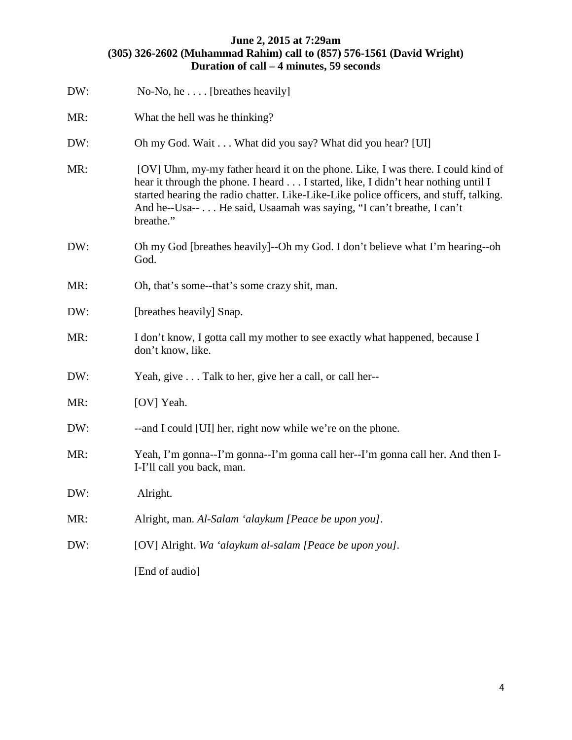**June 2, 2015 at 7:29am**
**(305) 326-2602 (Muhammad Rahim) call to (857) 576-1561 (David Wright)**
**Duration of call – 4 minutes, 59 seconds**

DW: No-No, he . . . . [breathes heavily]

MR: What the hell was he thinking?

DW: Oh my God. Wait . . . What did you say? What did you hear? [UI]

MR: [OV] Uhm, my-my father heard it on the phone. Like, I was there. I could kind of hear it through the phone. I heard . . . I started, like, I didn't hear nothing until I started hearing the radio chatter. Like-Like-Like police officers, and stuff, talking. And he--Usa-- . . . He said, Usaamah was saying, "I can't breathe, I can't breathe."

DW: Oh my God [breathes heavily]--Oh my God. I don't believe what I'm hearing--oh God.

MR: Oh, that's some--that's some crazy shit, man.

DW: [breathes heavily] Snap.

MR: I don't know, I gotta call my mother to see exactly what happened, because I don't know, like.

DW: Yeah, give . . . Talk to her, give her a call, or call her--

MR: [OV] Yeah.

DW: --and I could [UI] her, right now while we're on the phone.

MR: Yeah, I'm gonna--I'm gonna--I'm gonna call her--I'm gonna call her. And then I-I-I'll call you back, man.

DW: Alright.

MR: Alright, man. *Al-Salam 'alaykum [Peace be upon you]*.

DW: [OV] Alright. *Wa 'alaykum al-salam [Peace be upon you]*.

[End of audio]